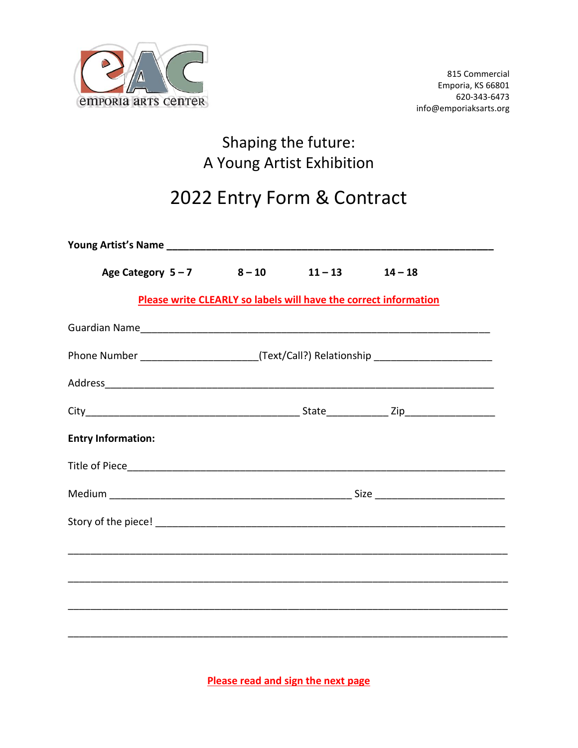emporia arts center

815 Commercial
Emporia, KS 66801
620-343-6473
info@emporiaksarts.org

# Shaping the future:
# A Young Artist Exhibition

# 2022 Entry Form & Contract

**Young Artist's Name** ____________________________________________________________

**Age Category 5 – 7        8 – 10        11 – 13        14 – 18**

**Please write CLEARLY so labels will have the correct information**

Guardian Name_______________________________________________________________

Phone Number ____________________(Text/Call?) Relationship ____________________

Address_____________________________________________________________________

City____________________________________ State__________ Zip_______________

**Entry Information:**

Title of Piece_________________________________________________________________

Medium _____________________________________________ Size ______________________

Story of the piece! ____________________________________________________________

_____________________________________________________________________________

_____________________________________________________________________________

_____________________________________________________________________________

_____________________________________________________________________________

**Please read and sign the next page**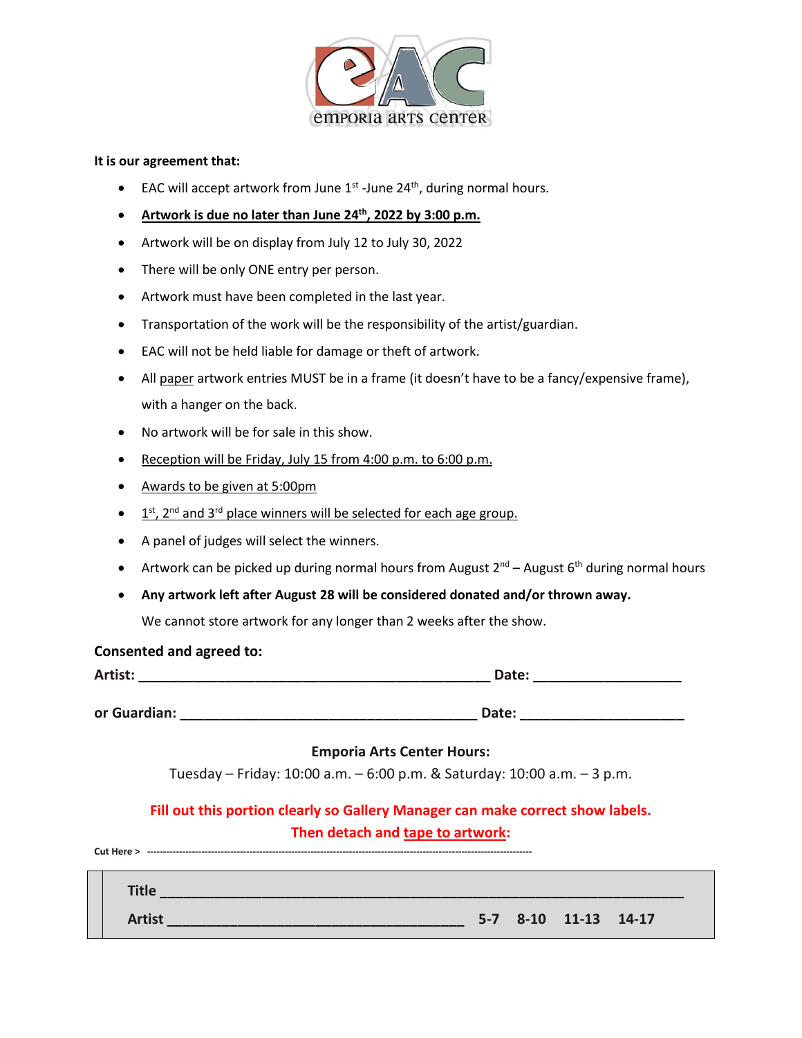emporia arts center

**It is our agreement that:**

- EAC will accept artwork from June 1st -June 24th, during normal hours.
- **Artwork is due no later than June 24th, 2022 by 3:00 p.m.**
- Artwork will be on display from July 12 to July 30, 2022
- There will be only ONE entry per person.
- Artwork must have been completed in the last year.
- Transportation of the work will be the responsibility of the artist/guardian.
- EAC will not be held liable for damage or theft of artwork.
- All paper artwork entries MUST be in a frame (it doesn't have to be a fancy/expensive frame), with a hanger on the back.
- No artwork will be for sale in this show.
- Reception will be Friday, July 15 from 4:00 p.m. to 6:00 p.m.
- Awards to be given at 5:00pm
- 1st, 2nd and 3rd place winners will be selected for each age group.
- A panel of judges will select the winners.
- Artwork can be picked up during normal hours from August 2nd – August 6th during normal hours
- **Any artwork left after August 28 will be considered donated and/or thrown away.**
  We cannot store artwork for any longer than 2 weeks after the show.

**Consented and agreed to:**

**Artist:** _______________________________________________ **Date:** ___________________

**or Guardian:** _______________________________________ **Date:** ____________________

**Emporia Arts Center Hours:**

Tuesday – Friday: 10:00 a.m. – 6:00 p.m. & Saturday: 10:00 a.m. – 3 p.m.

**Fill out this portion clearly so Gallery Manager can make correct show labels.**
**Then detach and tape to artwork:**

**Cut Here >** ------------------------------------------------------------------------------------------------------------

**Title** ____________________________________________________________________

**Artist** ______________________________________ **5-7 8-10 11-13 14-17**